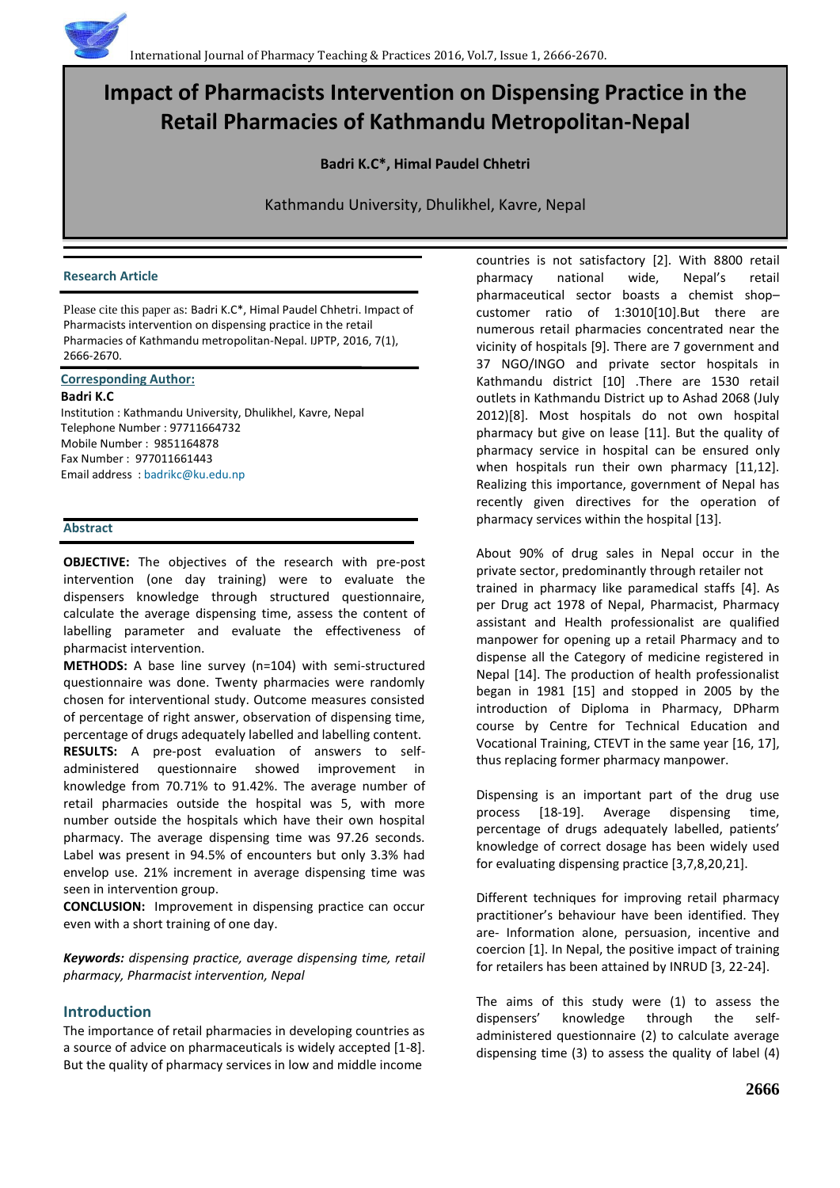# Impact of Pharmacists Intervention on Dispensing Practice in the Retail Pharmacies of Kathmandu Metropolitan-Nepal

**Badri K.C\*, Himal Paudel Chhetri**

Kathmandu University, Dhulikhel, Kavre, Nepal

**Research Article**

Please cite this paper as: Badri K.C\*, Himal Paudel Chhetri. Impact of Pharmacists intervention on dispensing practice in the retail Pharmacies of Kathmandu metropolitan-Nepal. IJPTP, 2016, 7(1), 2666-2670.

**Corresponding Author:**

**Badri K.C**

Institution : Kathmandu University, Dhulikhel, Kavre, Nepal
Telephone Number : 97711664732
Mobile Number : 9851164878
Fax Number : 977011661443
Email address : badrikc@ku.edu.np

## Abstract

**OBJECTIVE:** The objectives of the research with pre-post intervention (one day training) were to evaluate the dispensers knowledge through structured questionnaire, calculate the average dispensing time, assess the content of labelling parameter and evaluate the effectiveness of pharmacist intervention.

**METHODS:** A base line survey (n=104) with semi-structured questionnaire was done. Twenty pharmacies were randomly chosen for interventional study. Outcome measures consisted of percentage of right answer, observation of dispensing time, percentage of drugs adequately labelled and labelling content.

**RESULTS:** A pre-post evaluation of answers to self-administered questionnaire showed improvement in knowledge from 70.71% to 91.42%. The average number of retail pharmacies outside the hospital was 5, with more number outside the hospitals which have their own hospital pharmacy. The average dispensing time was 97.26 seconds. Label was present in 94.5% of encounters but only 3.3% had envelop use. 21% increment in average dispensing time was seen in intervention group.

**CONCLUSION:** Improvement in dispensing practice can occur even with a short training of one day.

***Keywords:*** *dispensing practice, average dispensing time, retail pharmacy, Pharmacist intervention, Nepal*

## Introduction

The importance of retail pharmacies in developing countries as a source of advice on pharmaceuticals is widely accepted [1-8]. But the quality of pharmacy services in low and middle income countries is not satisfactory [2]. With 8800 retail pharmacy national wide, Nepal's retail pharmaceutical sector boasts a chemist shop–customer ratio of 1:3010[10].But there are numerous retail pharmacies concentrated near the vicinity of hospitals [9]. There are 7 government and 37 NGO/INGO and private sector hospitals in Kathmandu district [10] .There are 1530 retail outlets in Kathmandu District up to Ashad 2068 (July 2012)[8]. Most hospitals do not own hospital pharmacy but give on lease [11]. But the quality of pharmacy service in hospital can be ensured only when hospitals run their own pharmacy [11,12]. Realizing this importance, government of Nepal has recently given directives for the operation of pharmacy services within the hospital [13].

About 90% of drug sales in Nepal occur in the private sector, predominantly through retailer not trained in pharmacy like paramedical staffs [4]. As per Drug act 1978 of Nepal, Pharmacist, Pharmacy assistant and Health professionalist are qualified manpower for opening up a retail Pharmacy and to dispense all the Category of medicine registered in Nepal [14]. The production of health professionalist began in 1981 [15] and stopped in 2005 by the introduction of Diploma in Pharmacy, DPharm course by Centre for Technical Education and Vocational Training, CTEVT in the same year [16, 17], thus replacing former pharmacy manpower.

Dispensing is an important part of the drug use process [18-19]. Average dispensing time, percentage of drugs adequately labelled, patients' knowledge of correct dosage has been widely used for evaluating dispensing practice [3,7,8,20,21].

Different techniques for improving retail pharmacy practitioner's behaviour have been identified. They are- Information alone, persuasion, incentive and coercion [1]. In Nepal, the positive impact of training for retailers has been attained by INRUD [3, 22-24].

The aims of this study were (1) to assess the dispensers' knowledge through the self-administered questionnaire (2) to calculate average dispensing time (3) to assess the quality of label (4)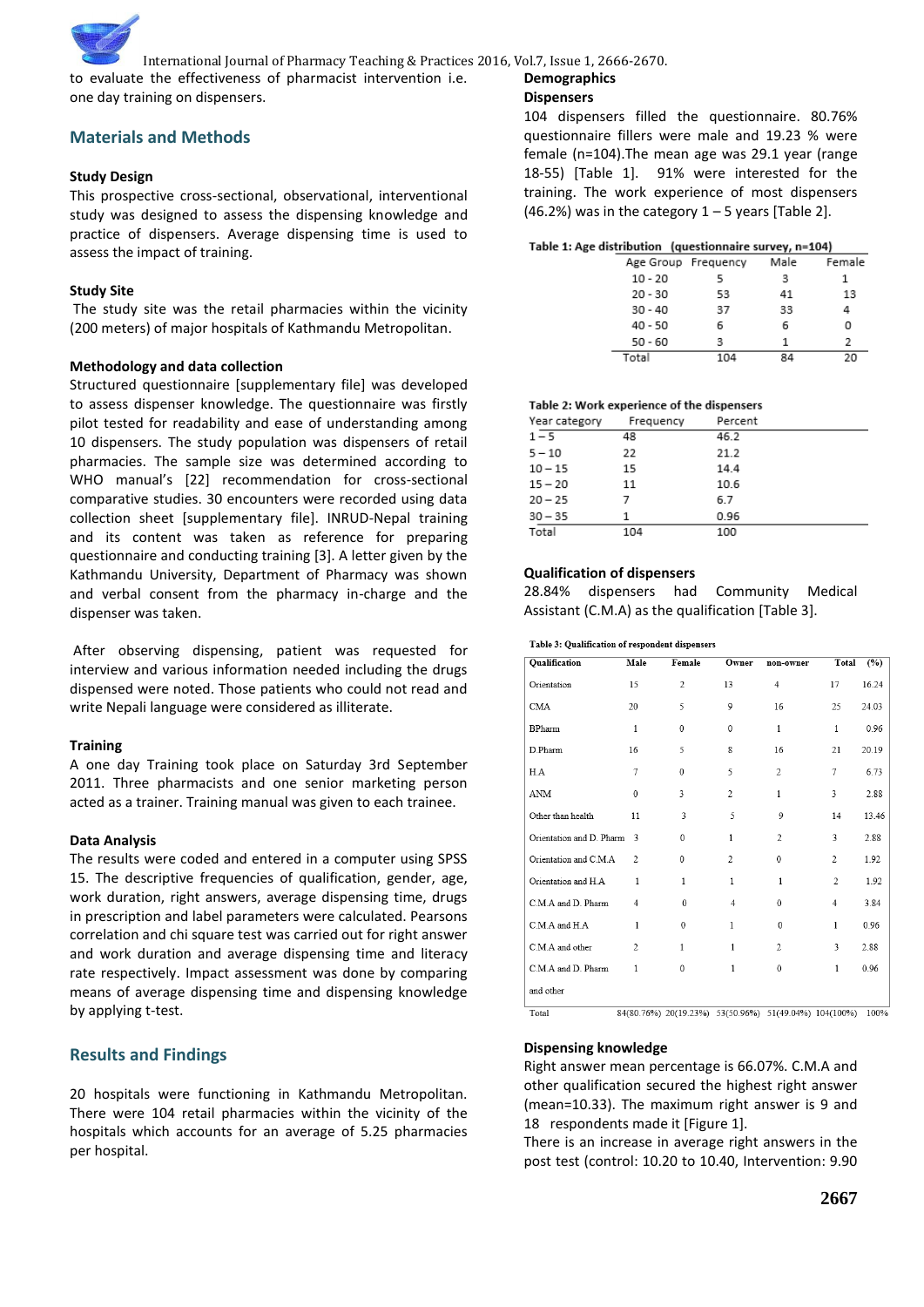to evaluate the effectiveness of pharmacist intervention i.e. one day training on dispensers.

## Materials and Methods

### Study Design

This prospective cross-sectional, observational, interventional study was designed to assess the dispensing knowledge and practice of dispensers. Average dispensing time is used to assess the impact of training.

### Study Site

The study site was the retail pharmacies within the vicinity (200 meters) of major hospitals of Kathmandu Metropolitan.

### Methodology and data collection

Structured questionnaire [supplementary file] was developed to assess dispenser knowledge. The questionnaire was firstly pilot tested for readability and ease of understanding among 10 dispensers. The study population was dispensers of retail pharmacies. The sample size was determined according to WHO manual's [22] recommendation for cross-sectional comparative studies. 30 encounters were recorded using data collection sheet [supplementary file]. INRUD-Nepal training and its content was taken as reference for preparing questionnaire and conducting training [3]. A letter given by the Kathmandu University, Department of Pharmacy was shown and verbal consent from the pharmacy in-charge and the dispenser was taken.

After observing dispensing, patient was requested for interview and various information needed including the drugs dispensed were noted. Those patients who could not read and write Nepali language were considered as illiterate.

### Training

A one day Training took place on Saturday 3rd September 2011. Three pharmacists and one senior marketing person acted as a trainer. Training manual was given to each trainee.

### Data Analysis

The results were coded and entered in a computer using SPSS 15. The descriptive frequencies of qualification, gender, age, work duration, right answers, average dispensing time, drugs in prescription and label parameters were calculated. Pearsons correlation and chi square test was carried out for right answer and work duration and average dispensing time and literacy rate respectively. Impact assessment was done by comparing means of average dispensing time and dispensing knowledge by applying t-test.

## Results and Findings

20 hospitals were functioning in Kathmandu Metropolitan. There were 104 retail pharmacies within the vicinity of the hospitals which accounts for an average of 5.25 pharmacies per hospital.

### Demographics

**Dispensers**

104 dispensers filled the questionnaire. 80.76% questionnaire fillers were male and 19.23 % were female (n=104).The mean age was 29.1 year (range 18-55) [Table 1]. 91% were interested for the training. The work experience of most dispensers (46.2%) was in the category 1 – 5 years [Table 2].

**Table 1: Age distribution (questionnaire survey, n=104)**

| Age Group | Frequency | Male | Female |
|---|---|---|---|
| 10 - 20 | 5 | 3 | 1 |
| 20 - 30 | 53 | 41 | 13 |
| 30 - 40 | 37 | 33 | 4 |
| 40 - 50 | 6 | 6 | 0 |
| 50 - 60 | 3 | 1 | 2 |
| Total | 104 | 84 | 20 |

**Table 2: Work experience of the dispensers**

| Year category | Frequency | Percent |
|---|---|---|
| 1 – 5 | 48 | 46.2 |
| 5 – 10 | 22 | 21.2 |
| 10 – 15 | 15 | 14.4 |
| 15 – 20 | 11 | 10.6 |
| 20 – 25 | 7 | 6.7 |
| 30 – 35 | 1 | 0.96 |
| Total | 104 | 100 |

### Qualification of dispensers

28.84% dispensers had Community Medical Assistant (C.M.A) as the qualification [Table 3].

**Table 3: Qualification of respondent dispensers**

| Qualification | Male | Female | Owner | non-owner | Total | (%) |
|---|---|---|---|---|---|---|
| Orientation | 15 | 2 | 13 | 4 | 17 | 16.24 |
| CMA | 20 | 5 | 9 | 16 | 25 | 24.03 |
| BPharm | 1 | 0 | 0 | 1 | 1 | 0.96 |
| D.Pharm | 16 | 5 | 8 | 16 | 21 | 20.19 |
| H.A | 7 | 0 | 5 | 2 | 7 | 6.73 |
| ANM | 0 | 3 | 2 | 1 | 3 | 2.88 |
| Other than health | 11 | 3 | 5 | 9 | 14 | 13.46 |
| Orientation and D. Pharm | 3 | 0 | 1 | 2 | 3 | 2.88 |
| Orientation and C.M.A | 2 | 0 | 2 | 0 | 2 | 1.92 |
| Orientation and H.A | 1 | 1 | 1 | 1 | 2 | 1.92 |
| C.M.A and D. Pharm | 4 | 0 | 4 | 0 | 4 | 3.84 |
| C.M.A and H.A | 1 | 0 | 1 | 0 | 1 | 0.96 |
| C.M.A and other | 2 | 1 | 1 | 2 | 3 | 2.88 |
| C.M.A and D. Pharm and other | 1 | 0 | 1 | 0 | 1 | 0.96 |
| Total | 84(80.76%) | 20(19.23%) | 53(50.96%) | 51(49.04%) | 104(100%) | 100% |

### Dispensing knowledge

Right answer mean percentage is 66.07%. C.M.A and other qualification secured the highest right answer (mean=10.33). The maximum right answer is 9 and 18 respondents made it [Figure 1].

There is an increase in average right answers in the post test (control: 10.20 to 10.40, Intervention: 9.90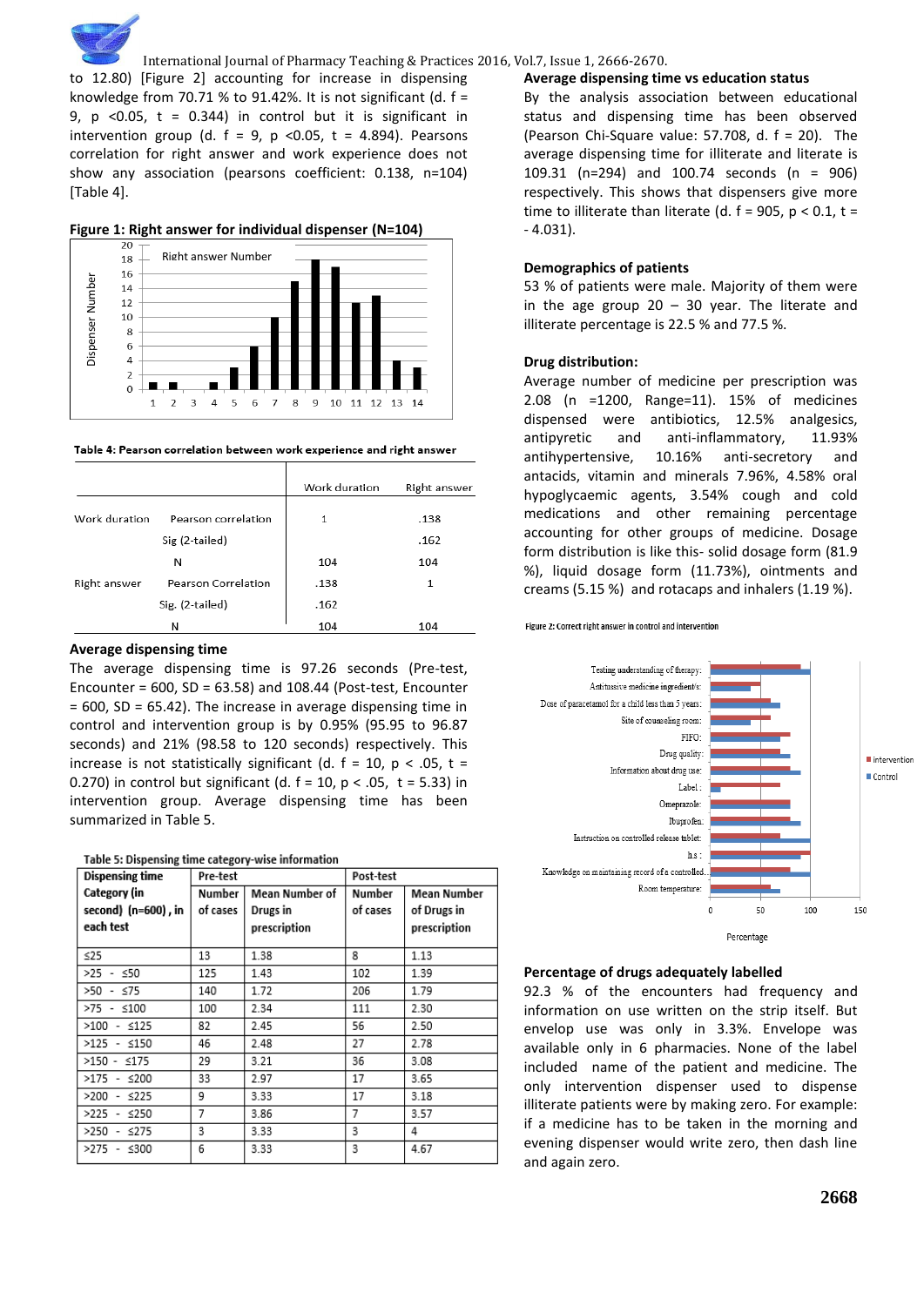to 12.80) [Figure 2] accounting for increase in dispensing knowledge from 70.71 % to 91.42%. It is not significant (d. f = 9, p <0.05, t = 0.344) in control but it is significant in intervention group (d. f = 9, p <0.05, t = 4.894). Pearsons correlation for right answer and work experience does not show any association (pearsons coefficient: 0.138, n=104) [Table 4].

**Figure 1: Right answer for individual dispenser (N=104)**

**Table 4: Pearson correlation between work experience and right answer**

| | | Work duration | Right answer |
|---|---|---|---|
| Work duration | Pearson correlation | 1 | .138 |
| | Sig (2-tailed) | | .162 |
| | N | 104 | 104 |
| Right answer | Pearson Correlation | .138 | 1 |
| | Sig. (2-tailed) | .162 | |
| | N | 104 | 104 |

### Average dispensing time

The average dispensing time is 97.26 seconds (Pre-test, Encounter = 600, SD = 63.58) and 108.44 (Post-test, Encounter = 600, SD = 65.42). The increase in average dispensing time in control and intervention group is by 0.95% (95.95 to 96.87 seconds) and 21% (98.58 to 120 seconds) respectively. This increase is not statistically significant (d. f = 10, p < .05, t = 0.270) in control but significant in intervention group (d. f = 10, p < .05, t = 5.33) in intervention group. Average dispensing time has been summarized in Table 5.

**Table 5: Dispensing time category-wise information**

| Dispensing time Category (in second) (n=600), in each test | Pre-test Number of cases | Pre-test Mean Number of Drugs in prescription | Post-test Number of cases | Post-test Mean Number of Drugs in prescription |
|---|---|---|---|---|
| ≤25 | 13 | 1.38 | 8 | 1.13 |
| >25 - ≤50 | 125 | 1.43 | 102 | 1.39 |
| >50 - ≤75 | 140 | 1.72 | 206 | 1.79 |
| >75 - ≤100 | 100 | 2.34 | 111 | 2.30 |
| >100 - ≤125 | 82 | 2.45 | 56 | 2.50 |
| >125 - ≤150 | 46 | 2.48 | 27 | 2.78 |
| >150 - ≤175 | 29 | 3.21 | 36 | 3.08 |
| >175 - ≤200 | 33 | 2.97 | 17 | 3.65 |
| >200 - ≤225 | 9 | 3.33 | 17 | 3.18 |
| >225 - ≤250 | 7 | 3.86 | 7 | 3.57 |
| >250 - ≤275 | 3 | 3.33 | 3 | 4 |
| >275 - ≤300 | 6 | 3.33 | 3 | 4.67 |

### Average dispensing time vs education status

By the analysis association between educational status and dispensing time has been observed (Pearson Chi-Square value: 57.708, d. f = 20). The average dispensing time for illiterate and literate is 109.31 (n=294) and 100.74 seconds (n = 906) respectively. This shows that dispensers give more time to illiterate than literate (d. f = 905, p < 0.1, t = - 4.031).

### Demographics of patients

53 % of patients were male. Majority of them were in the age group 20 – 30 year. The literate and illiterate percentage is 22.5 % and 77.5 %.

### Drug distribution:

Average number of medicine per prescription was 2.08 (n =1200, Range=11). 15% of medicines dispensed were antibiotics, 12.5% analgesics, antipyretic and anti-inflammatory, 11.93% antihypertensive, 10.16% anti-secretory and antacids, vitamin and minerals 7.96%, 4.58% oral hypoglycaemic agents, 3.54% cough and cold medications and other remaining percentage accounting for other groups of medicine. Dosage form distribution is like this- solid dosage form (81.9 %), liquid dosage form (11.73%), ointments and creams (5.15 %) and rotacaps and inhalers (1.19 %).

**Figure 2: Correct right answer in control and intervention**

### Percentage of drugs adequately labelled

92.3 % of the encounters had frequency and information on use written on the strip itself. But envelop use was only in 3.3%. Envelope was available only in 6 pharmacies. None of the label included name of the patient and medicine. The only intervention dispenser used to dispense illiterate patients were by making zero. For example: if a medicine has to be taken in the morning and evening dispenser would write zero, then dash line and again zero.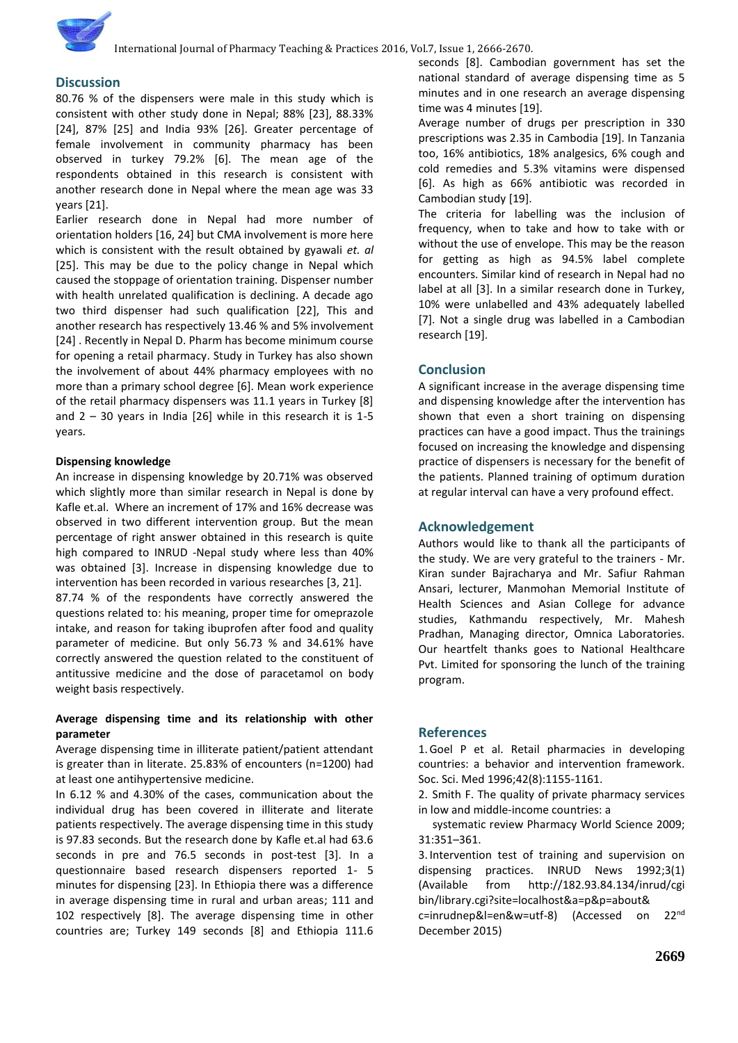## Discussion

80.76 % of the dispensers were male in this study which is consistent with other study done in Nepal; 88% [23], 88.33% [24], 87% [25] and India 93% [26]. Greater percentage of female involvement in community pharmacy has been observed in turkey 79.2% [6]. The mean age of the respondents obtained in this research is consistent with another research done in Nepal where the mean age was 33 years [21].

Earlier research done in Nepal had more number of orientation holders [16, 24] but CMA involvement is more here which is consistent with the result obtained by gyawali *et. al* [25]. This may be due to the policy change in Nepal which caused the stoppage of orientation training. Dispenser number with health unrelated qualification is declining. A decade ago two third dispenser had such qualification [22], This and another research has respectively 13.46 % and 5% involvement [24] . Recently in Nepal D. Pharm has become minimum course for opening a retail pharmacy. Study in Turkey has also shown the involvement of about 44% pharmacy employees with no more than a primary school degree [6]. Mean work experience of the retail pharmacy dispensers was 11.1 years in Turkey [8] and 2 – 30 years in India [26] while in this research it is 1-5 years.

**Dispensing knowledge**

An increase in dispensing knowledge by 20.71% was observed which slightly more than similar research in Nepal is done by Kafle et.al. Where an increment of 17% and 16% decrease was observed in two different intervention group. But the mean percentage of right answer obtained in this research is quite high compared to INRUD -Nepal study where less than 40% was obtained [3]. Increase in dispensing knowledge due to intervention has been recorded in various researches [3, 21].

87.74 % of the respondents have correctly answered the questions related to: his meaning, proper time for omeprazole intake, and reason for taking ibuprofen after food and quality parameter of medicine. But only 56.73 % and 34.61% have correctly answered the question related to the constituent of antitussive medicine and the dose of paracetamol on body weight basis respectively.

**Average dispensing time and its relationship with other parameter**

Average dispensing time in illiterate patient/patient attendant is greater than in literate. 25.83% of encounters (n=1200) had at least one antihypertensive medicine.

In 6.12 % and 4.30% of the cases, communication about the individual drug has been covered in illiterate and literate patients respectively. The average dispensing time in this study is 97.83 seconds. But the research done by Kafle et.al had 63.6 seconds in pre and 76.5 seconds in post-test [3]. In a questionnaire based research dispensers reported 1- 5 minutes for dispensing [23]. In Ethiopia there was a difference in average dispensing time in rural and urban areas; 111 and 102 respectively [8]. The average dispensing time in other countries are; Turkey 149 seconds [8] and Ethiopia 111.6 seconds [8]. Cambodian government has set the national standard of average dispensing time as 5 minutes and in one research an average dispensing time was 4 minutes [19].

Average number of drugs per prescription in 330 prescriptions was 2.35 in Cambodia [19]. In Tanzania too, 16% antibiotics, 18% analgesics, 6% cough and cold remedies and 5.3% vitamins were dispensed [6]. As high as 66% antibiotic was recorded in Cambodian study [19].

The criteria for labelling was the inclusion of frequency, when to take and how to take with or without the use of envelope. This may be the reason for getting as high as 94.5% label complete encounters. Similar kind of research in Nepal had no label at all [3]. In a similar research done in Turkey, 10% were unlabelled and 43% adequately labelled [7]. Not a single drug was labelled in a Cambodian research [19].

## Conclusion

A significant increase in the average dispensing time and dispensing knowledge after the intervention has shown that even a short training on dispensing practices can have a good impact. Thus the trainings focused on increasing the knowledge and dispensing practice of dispensers is necessary for the benefit of the patients. Planned training of optimum duration at regular interval can have a very profound effect.

## Acknowledgement

Authors would like to thank all the participants of the study. We are very grateful to the trainers - Mr. Kiran sunder Bajracharya and Mr. Safiur Rahman Ansari, lecturer, Manmohan Memorial Institute of Health Sciences and Asian College for advance studies, Kathmandu respectively, Mr. Mahesh Pradhan, Managing director, Omnica Laboratories. Our heartfelt thanks goes to National Healthcare Pvt. Limited for sponsoring the lunch of the training program.

## References

1. Goel P et al. Retail pharmacies in developing countries: a behavior and intervention framework. Soc. Sci. Med 1996;42(8):1155-1161.
2. Smith F. The quality of private pharmacy services in low and middle-income countries: a systematic review Pharmacy World Science 2009; 31:351–361.
3. Intervention test of training and supervision on dispensing practices. INRUD News 1992;3(1) (Available from http://182.93.84.134/inrud/cgi bin/library.cgi?site=localhost&a=p&p=about& c=inrudnep&l=en&w=utf-8) (Accessed on 22nd December 2015)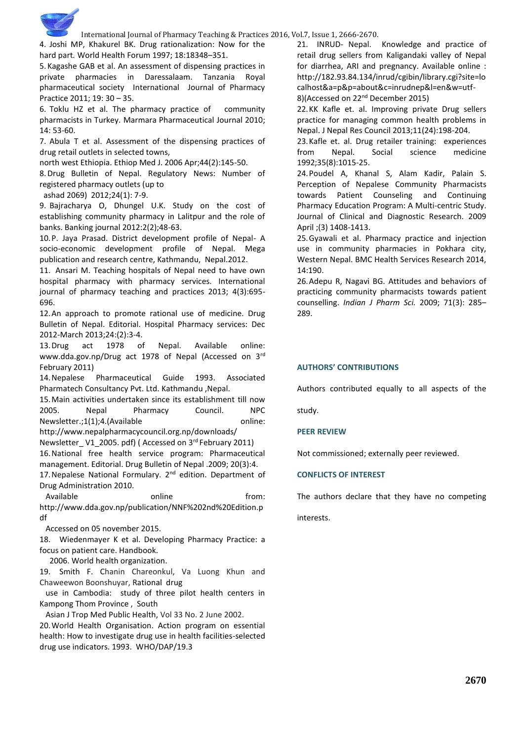4. Joshi MP, Khakurel BK. Drug rationalization: Now for the hard part. World Health Forum 1997; 18:18348–351.

5. Kagashe GAB et al. An assessment of dispensing practices in private pharmacies in Daressalaam. Tanzania Royal pharmaceutical society International Journal of Pharmacy Practice 2011; 19: 30 – 35.

6. Toklu HZ et al. The pharmacy practice of community pharmacists in Turkey. Marmara Pharmaceutical Journal 2010; 14: 53-60.

7. Abula T et al. Assessment of the dispensing practices of drug retail outlets in selected towns, north west Ethiopia. Ethiop Med J. 2006 Apr;44(2):145-50.

8. Drug Bulletin of Nepal. Regulatory News: Number of registered pharmacy outlets (up to ashad 2069) 2012;24(1): 7-9.

9. Bajracharya O, Dhungel U.K. Study on the cost of establishing community pharmacy in Lalitpur and the role of banks. Banking journal 2012:2(2);48-63.

10. P. Jaya Prasad. District development profile of Nepal- A socio-economic development profile of Nepal. Mega publication and research centre, Kathmandu, Nepal.2012.

11. Ansari M. Teaching hospitals of Nepal need to have own hospital pharmacy with pharmacy services. International journal of pharmacy teaching and practices 2013; 4(3):695-696.

12. An approach to promote rational use of medicine. Drug Bulletin of Nepal. Editorial. Hospital Pharmacy services: Dec 2012-March 2013;24:(2):3-4.

13. Drug act 1978 of Nepal. Available online: www.dda.gov.np/Drug act 1978 of Nepal (Accessed on 3rd February 2011)

14. Nepalese Pharmaceutical Guide 1993. Associated Pharmatech Consultancy Pvt. Ltd. Kathmandu ,Nepal.

15. Main activities undertaken since its establishment till now 2005. Nepal Pharmacy Council. NPC Newsletter.;1(1);4.(Available online: http://www.nepalpharmacycouncil.org.np/downloads/ Newsletter_ V1_2005. pdf) ( Accessed on 3rd February 2011)

16. National free health service program: Pharmaceutical management. Editorial. Drug Bulletin of Nepal .2009; 20(3):4.

17. Nepalese National Formulary. 2nd edition. Department of Drug Administration 2010. Available online from: http://www.dda.gov.np/publication/NNF%202nd%20Edition.pdf Accessed on 05 november 2015.

18. Wiedenmayer K et al. Developing Pharmacy Practice: a focus on patient care. Handbook. 2006. World health organization.

19. Smith F. Chanin Chareonkul, Va Luong Khun and Chaweewon Boonshuyar, Rational drug use in Cambodia: study of three pilot health centers in Kampong Thom Province , South Asian J Trop Med Public Health, Vol 33 No. 2 June 2002.

20. World Health Organisation. Action program on essential health: How to investigate drug use in health facilities-selected drug use indicators. 1993. WHO/DAP/19.3

21. INRUD- Nepal. Knowledge and practice of retail drug sellers from Kaligandaki valley of Nepal for diarrhea, ARI and pregnancy. Available online : http://182.93.84.134/inrud/cgibin/library.cgi?site=localhost&a=p&p=about&c=inrudnep&l=en&w=utf-8)(Accessed on 22nd December 2015)

22. KK Kafle et. al. Improving private Drug sellers practice for managing common health problems in Nepal. J Nepal Res Council 2013;11(24):198-204.

23. Kafle et. al. Drug retailer training: experiences from Nepal. Social science medicine 1992;35(8):1015-25.

24. Poudel A, Khanal S, Alam Kadir, Palain S. Perception of Nepalese Community Pharmacists towards Patient Counseling and Continuing Pharmacy Education Program: A Multi-centric Study. Journal of Clinical and Diagnostic Research. 2009 April ;(3) 1408-1413.

25. Gyawali et al. Pharmacy practice and injection use in community pharmacies in Pokhara city, Western Nepal. BMC Health Services Research 2014, 14:190.

26. Adepu R, Nagavi BG. Attitudes and behaviors of practicing community pharmacists towards patient counselling. *Indian J Pharm Sci.* 2009; 71(3): 285–289.

## AUTHORS' CONTRIBUTIONS

Authors contributed equally to all aspects of the study.

## PEER REVIEW

Not commissioned; externally peer reviewed.

## CONFLICTS OF INTEREST

The authors declare that they have no competing interests.